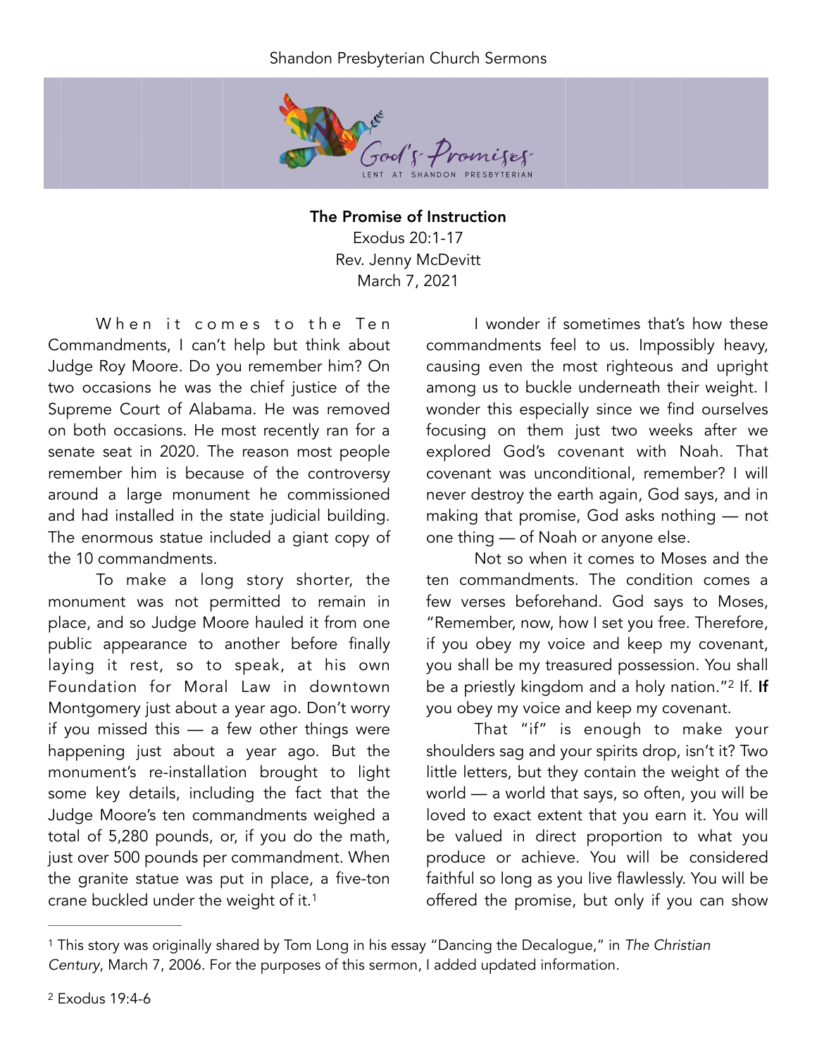Shandon Presbyterian Church Sermons

God's Promises
LENT AT SHANDON PRESBYTERIAN

**The Promise of Instruction**
Exodus 20:1-17
Rev. Jenny McDevitt
March 7, 2021

When it comes to the Ten Commandments, I can't help but think about Judge Roy Moore. Do you remember him? On two occasions he was the chief justice of the Supreme Court of Alabama. He was removed on both occasions. He most recently ran for a senate seat in 2020. The reason most people remember him is because of the controversy around a large monument he commissioned and had installed in the state judicial building. The enormous statue included a giant copy of the 10 commandments.

To make a long story shorter, the monument was not permitted to remain in place, and so Judge Moore hauled it from one public appearance to another before finally laying it rest, so to speak, at his own Foundation for Moral Law in downtown Montgomery just about a year ago. Don't worry if you missed this — a few other things were happening just about a year ago. But the monument's re-installation brought to light some key details, including the fact that the Judge Moore's ten commandments weighed a total of 5,280 pounds, or, if you do the math, just over 500 pounds per commandment. When the granite statue was put in place, a five-ton crane buckled under the weight of it.[1]

I wonder if sometimes that's how these commandments feel to us. Impossibly heavy, causing even the most righteous and upright among us to buckle underneath their weight. I wonder this especially since we find ourselves focusing on them just two weeks after we explored God's covenant with Noah. That covenant was unconditional, remember? I will never destroy the earth again, God says, and in making that promise, God asks nothing — not one thing — of Noah or anyone else.

Not so when it comes to Moses and the ten commandments. The condition comes a few verses beforehand. God says to Moses, "Remember, now, how I set you free. Therefore, if you obey my voice and keep my covenant, you shall be my treasured possession. You shall be a priestly kingdom and a holy nation."[2] If. **If** you obey my voice and keep my covenant.

That "if" is enough to make your shoulders sag and your spirits drop, isn't it? Two little letters, but they contain the weight of the world — a world that says, so often, you will be loved to exact extent that you earn it. You will be valued in direct proportion to what you produce or achieve. You will be considered faithful so long as you live flawlessly. You will be offered the promise, but only if you can show

---

[1] This story was originally shared by Tom Long in his essay "Dancing the Decalogue," in *The Christian Century*, March 7, 2006. For the purposes of this sermon, I added updated information.

[2] Exodus 19:4-6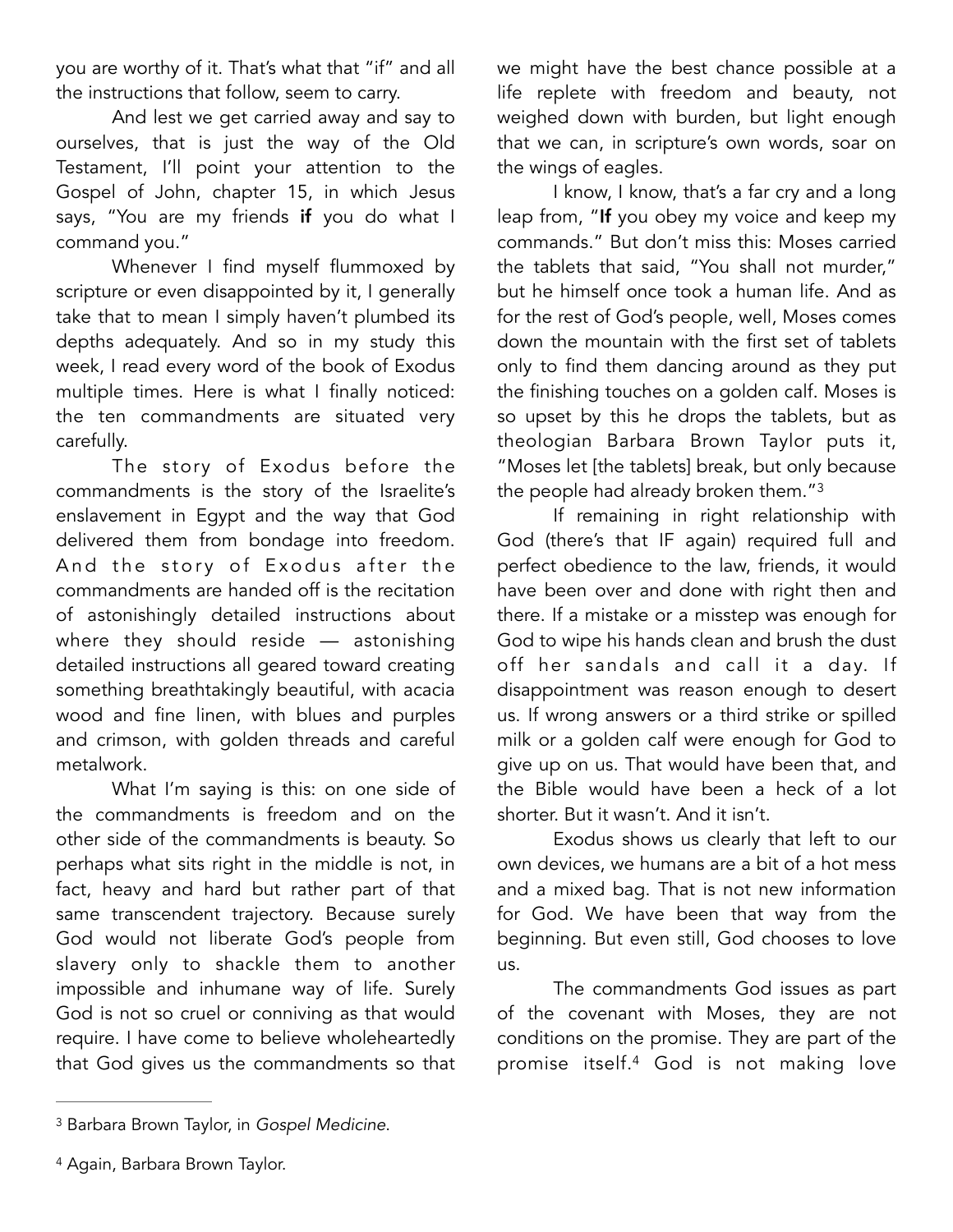you are worthy of it. That's what that "if" and all the instructions that follow, seem to carry.

And lest we get carried away and say to ourselves, that is just the way of the Old Testament, I'll point your attention to the Gospel of John, chapter 15, in which Jesus says, "You are my friends **if** you do what I command you."

Whenever I find myself flummoxed by scripture or even disappointed by it, I generally take that to mean I simply haven't plumbed its depths adequately. And so in my study this week, I read every word of the book of Exodus multiple times. Here is what I finally noticed: the ten commandments are situated very carefully.

The story of Exodus before the commandments is the story of the Israelite's enslavement in Egypt and the way that God delivered them from bondage into freedom. And the story of Exodus after the commandments are handed off is the recitation of astonishingly detailed instructions about where they should reside — astonishing detailed instructions all geared toward creating something breathtakingly beautiful, with acacia wood and fine linen, with blues and purples and crimson, with golden threads and careful metalwork.

What I'm saying is this: on one side of the commandments is freedom and on the other side of the commandments is beauty. So perhaps what sits right in the middle is not, in fact, heavy and hard but rather part of that same transcendent trajectory. Because surely God would not liberate God's people from slavery only to shackle them to another impossible and inhumane way of life. Surely God is not so cruel or conniving as that would require. I have come to believe wholeheartedly that God gives us the commandments so that we might have the best chance possible at a life replete with freedom and beauty, not weighed down with burden, but light enough that we can, in scripture's own words, soar on the wings of eagles.

I know, I know, that's a far cry and a long leap from, "**If** you obey my voice and keep my commands." But don't miss this: Moses carried the tablets that said, "You shall not murder," but he himself once took a human life. And as for the rest of God's people, well, Moses comes down the mountain with the first set of tablets only to find them dancing around as they put the finishing touches on a golden calf. Moses is so upset by this he drops the tablets, but as theologian Barbara Brown Taylor puts it, "Moses let [the tablets] break, but only because the people had already broken them."[3]

If remaining in right relationship with God (there's that IF again) required full and perfect obedience to the law, friends, it would have been over and done with right then and there. If a mistake or a misstep was enough for God to wipe his hands clean and brush the dust off her sandals and call it a day. If disappointment was reason enough to desert us. If wrong answers or a third strike or spilled milk or a golden calf were enough for God to give up on us. That would have been that, and the Bible would have been a heck of a lot shorter. But it wasn't. And it isn't.

Exodus shows us clearly that left to our own devices, we humans are a bit of a hot mess and a mixed bag. That is not new information for God. We have been that way from the beginning. But even still, God chooses to love us.

The commandments God issues as part of the covenant with Moses, they are not conditions on the promise. They are part of the promise itself.[4] God is not making love

[3] Barbara Brown Taylor, in *Gospel Medicine*.

[4] Again, Barbara Brown Taylor.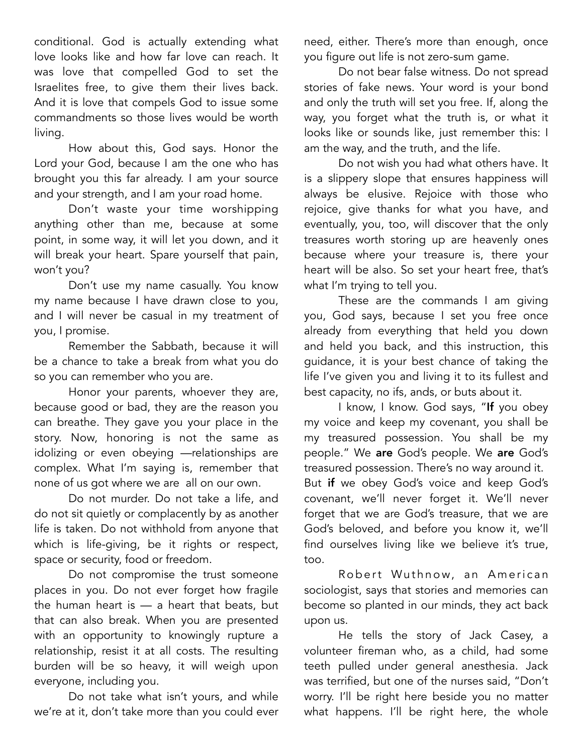conditional. God is actually extending what love looks like and how far love can reach. It was love that compelled God to set the Israelites free, to give them their lives back. And it is love that compels God to issue some commandments so those lives would be worth living.

How about this, God says. Honor the Lord your God, because I am the one who has brought you this far already. I am your source and your strength, and I am your road home.

Don't waste your time worshipping anything other than me, because at some point, in some way, it will let you down, and it will break your heart. Spare yourself that pain, won't you?

Don't use my name casually. You know my name because I have drawn close to you, and I will never be casual in my treatment of you, I promise.

Remember the Sabbath, because it will be a chance to take a break from what you do so you can remember who you are.

Honor your parents, whoever they are, because good or bad, they are the reason you can breathe. They gave you your place in the story. Now, honoring is not the same as idolizing or even obeying —relationships are complex. What I'm saying is, remember that none of us got where we are all on our own.

Do not murder. Do not take a life, and do not sit quietly or complacently by as another life is taken. Do not withhold from anyone that which is life-giving, be it rights or respect, space or security, food or freedom.

Do not compromise the trust someone places in you. Do not ever forget how fragile the human heart is — a heart that beats, but that can also break. When you are presented with an opportunity to knowingly rupture a relationship, resist it at all costs. The resulting burden will be so heavy, it will weigh upon everyone, including you.

Do not take what isn't yours, and while we're at it, don't take more than you could ever need, either. There's more than enough, once you figure out life is not zero-sum game.

Do not bear false witness. Do not spread stories of fake news. Your word is your bond and only the truth will set you free. If, along the way, you forget what the truth is, or what it looks like or sounds like, just remember this: I am the way, and the truth, and the life.

Do not wish you had what others have. It is a slippery slope that ensures happiness will always be elusive. Rejoice with those who rejoice, give thanks for what you have, and eventually, you, too, will discover that the only treasures worth storing up are heavenly ones because where your treasure is, there your heart will be also. So set your heart free, that's what I'm trying to tell you.

These are the commands I am giving you, God says, because I set you free once already from everything that held you down and held you back, and this instruction, this guidance, it is your best chance of taking the life I've given you and living it to its fullest and best capacity, no ifs, ands, or buts about it.

I know, I know. God says, "**If** you obey my voice and keep my covenant, you shall be my treasured possession. You shall be my people." We **are** God's people. We **are** God's treasured possession. There's no way around it. But **if** we obey God's voice and keep God's covenant, we'll never forget it. We'll never forget that we are God's treasure, that we are God's beloved, and before you know it, we'll find ourselves living like we believe it's true, too.

Robert Wuthnow, an American sociologist, says that stories and memories can become so planted in our minds, they act back upon us.

He tells the story of Jack Casey, a volunteer fireman who, as a child, had some teeth pulled under general anesthesia. Jack was terrified, but one of the nurses said, "Don't worry. I'll be right here beside you no matter what happens. I'll be right here, the whole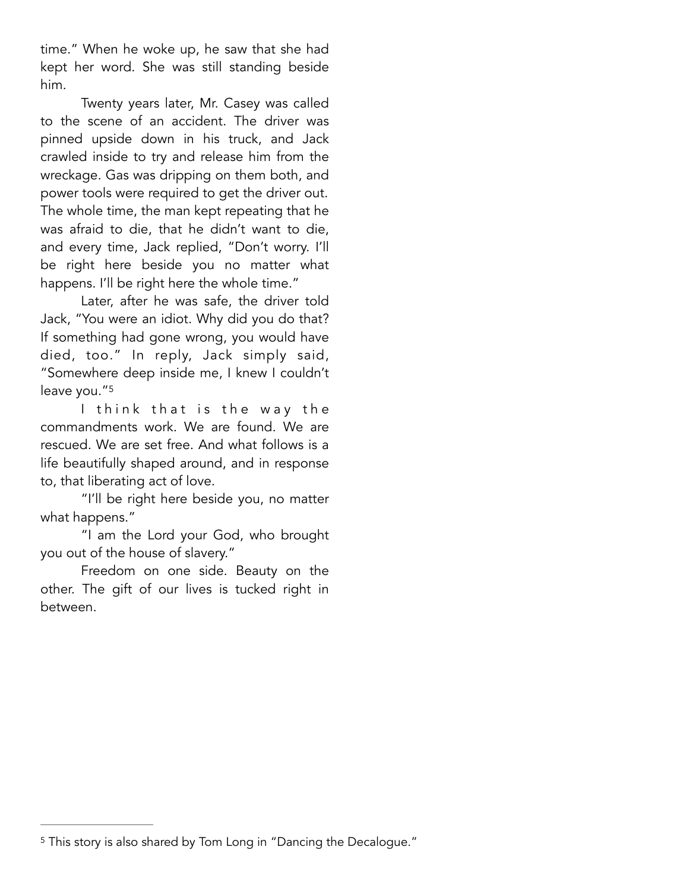time." When he woke up, he saw that she had kept her word. She was still standing beside him.

Twenty years later, Mr. Casey was called to the scene of an accident. The driver was pinned upside down in his truck, and Jack crawled inside to try and release him from the wreckage. Gas was dripping on them both, and power tools were required to get the driver out. The whole time, the man kept repeating that he was afraid to die, that he didn't want to die, and every time, Jack replied, "Don't worry. I'll be right here beside you no matter what happens. I'll be right here the whole time."

Later, after he was safe, the driver told Jack, "You were an idiot. Why did you do that? If something had gone wrong, you would have died, too." In reply, Jack simply said, "Somewhere deep inside me, I knew I couldn't leave you."[5]

I think that is the way the commandments work. We are found. We are rescued. We are set free. And what follows is a life beautifully shaped around, and in response to, that liberating act of love.

"I'll be right here beside you, no matter what happens."

"I am the Lord your God, who brought you out of the house of slavery."

Freedom on one side. Beauty on the other. The gift of our lives is tucked right in between.

---

[5] This story is also shared by Tom Long in "Dancing the Decalogue."